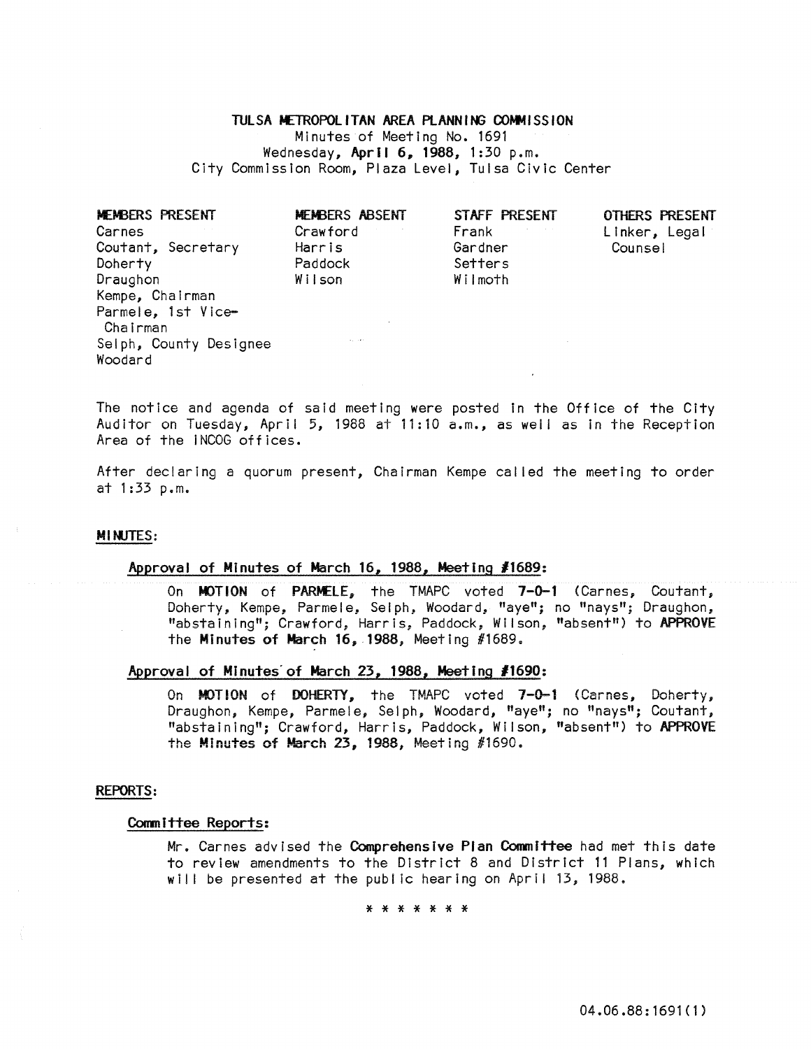# TULSA METROPOLITAN AREA PLANNING COMMISSION

Minutes of Meeting No. 1691
Wednesday, **April 6, 1988**, 1:30 p.m.
City Commission Room, Plaza Level, Tulsa Civic Center

| MEMBERS PRESENT | MEMBERS ABSENT | STAFF PRESENT | OTHERS PRESENT |
|---|---|---|---|
| Carnes | Crawford | Frank | Linker, Legal Counsel |
| Coutant, Secretary | Harris | Gardner | |
| Doherty | Paddock | Setters | |
| Draughon | Wilson | Wilmoth | |
| Kempe, Chairman | | | |
| Parmele, 1st Vice-Chairman | | | |
| Selph, County Designee | | | |
| Woodard | | | |

The notice and agenda of said meeting were posted in the Office of the City Auditor on Tuesday, April 5, 1988 at 11:10 a.m., as well as in the Reception Area of the INCOG offices.

After declaring a quorum present, Chairman Kempe called the meeting to order at 1:33 p.m.

## MINUTES:

### Approval of Minutes of March 16, 1988, Meeting #1689:

On **MOTION** of **PARMELE**, the TMAPC voted **7-0-1** (Carnes, Coutant, Doherty, Kempe, Parmele, Selph, Woodard, "aye"; no "nays"; Draughon, "abstaining"; Crawford, Harris, Paddock, Wilson, "absent") to **APPROVE** the **Minutes of March 16, 1988**, Meeting #1689.

### Approval of Minutes of March 23, 1988, Meeting #1690:

On **MOTION** of **DOHERTY**, the TMAPC voted **7-0-1** (Carnes, Doherty, Draughon, Kempe, Parmele, Selph, Woodard, "aye"; no "nays"; Coutant, "abstaining"; Crawford, Harris, Paddock, Wilson, "absent") to **APPROVE** the **Minutes of March 23, 1988**, Meeting #1690.

## REPORTS:

### Committee Reports:

Mr. Carnes advised the **Comprehensive Plan Committee** had met this date to review amendments to the District 8 and District 11 Plans, which will be presented at the public hearing on April 13, 1988.

\* \* \* \* \* \* \*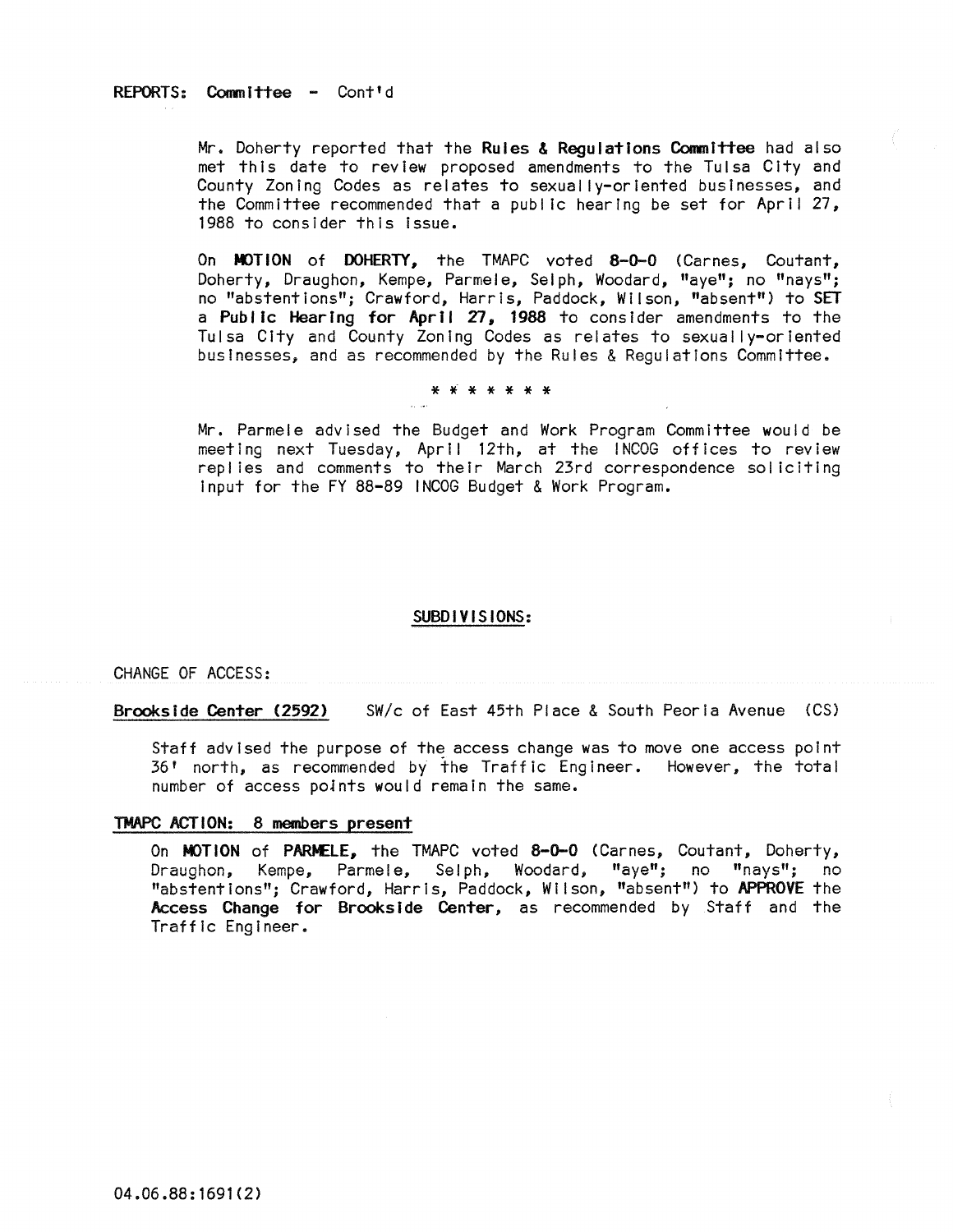REPORTS: **Committee** - Cont'd

Mr. Doherty reported that the **Rules & Regulations Committee** had also met this date to review proposed amendments to the Tulsa City and County Zoning Codes as relates to sexually-oriented businesses, and the Committee recommended that a public hearing be set for April 27, 1988 to consider this issue.

On **MOTION** of **DOHERTY**, the TMAPC voted **8-0-0** (Carnes, Coutant, Doherty, Draughon, Kempe, Parmele, Selph, Woodard, "aye"; no "nays"; no "abstentions"; Crawford, Harris, Paddock, Wilson, "absent") to **SET** a **Public Hearing for April 27, 1988** to consider amendments to the Tulsa City and County Zoning Codes as relates to sexually-oriented businesses, and as recommended by the Rules & Regulations Committee.

\* \* \* \* \* \* \*

Mr. Parmele advised the Budget and Work Program Committee would be meeting next Tuesday, April 12th, at the INCOG offices to review replies and comments to their March 23rd correspondence soliciting input for the FY 88-89 INCOG Budget & Work Program.

## SUBDIVISIONS:

CHANGE OF ACCESS:

**Brookside Center (2592)** SW/c of East 45th Place & South Peoria Avenue (CS)

Staff advised the purpose of the access change was to move one access point 36' north, as recommended by the Traffic Engineer. However, the total number of access points would remain the same.

**TMAPC ACTION: 8 members present**

On **MOTION** of **PARMELE**, the TMAPC voted **8-0-0** (Carnes, Coutant, Doherty, Draughon, Kempe, Parmele, Selph, Woodard, "aye"; no "nays"; no "abstentions"; Crawford, Harris, Paddock, Wilson, "absent") to **APPROVE** the **Access Change for Brookside Center**, as recommended by Staff and the Traffic Engineer.

04.06.88:1691(2)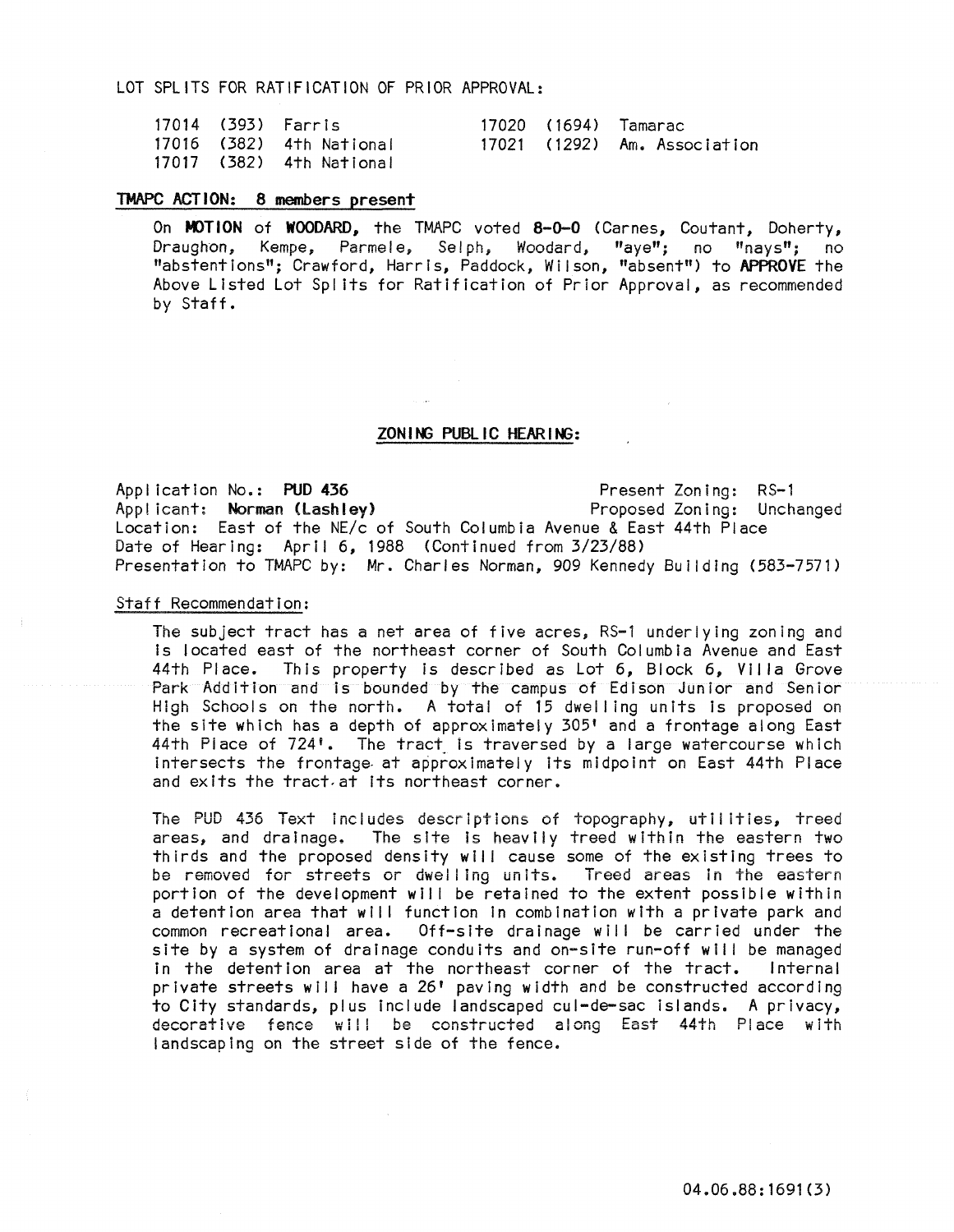LOT SPLITS FOR RATIFICATION OF PRIOR APPROVAL:

| | | | | | |
|---|---|---|---|---|---|
| 17014 | (393) | Farris | 17020 | (1694) | Tamarac |
| 17016 | (382) | 4th National | 17021 | (1292) | Am. Association |
| 17017 | (382) | 4th National | | | |

**TMAPC ACTION: 8 members present**

On **MOTION** of **WOODARD**, the TMAPC voted **8-0-0** (Carnes, Coutant, Doherty, Draughon, Kempe, Parmele, Selph, Woodard, "aye"; no "nays"; no "abstentions"; Crawford, Harris, Paddock, Wilson, "absent") to **APPROVE** the Above Listed Lot Splits for Ratification of Prior Approval, as recommended by Staff.

## ZONING PUBLIC HEARING:

Application No.: **PUD 436** Present Zoning: RS-1
Applicant: **Norman (Lashley)** Proposed Zoning: Unchanged
Location: East of the NE/c of South Columbia Avenue & East 44th Place
Date of Hearing: April 6, 1988 (Continued from 3/23/88)
Presentation to TMAPC by: Mr. Charles Norman, 909 Kennedy Building (583-7571)

Staff Recommendation:

The subject tract has a net area of five acres, RS-1 underlying zoning and is located east of the northeast corner of South Columbia Avenue and East 44th Place. This property is described as Lot 6, Block 6, Villa Grove Park Addition and is bounded by the campus of Edison Junior and Senior High Schools on the north. A total of 15 dwelling units is proposed on the site which has a depth of approximately 305' and a frontage along East 44th Place of 724'. The tract is traversed by a large watercourse which intersects the frontage at approximately its midpoint on East 44th Place and exits the tract at its northeast corner.

The PUD 436 Text includes descriptions of topography, utilities, treed areas, and drainage. The site is heavily treed within the eastern two thirds and the proposed density will cause some of the existing trees to be removed for streets or dwelling units. Treed areas in the eastern portion of the development will be retained to the extent possible within a detention area that will function in combination with a private park and common recreational area. Off-site drainage will be carried under the site by a system of drainage conduits and on-site run-off will be managed in the detention area at the northeast corner of the tract. Internal private streets will have a 26' paving width and be constructed according to City standards, plus include landscaped cul-de-sac islands. A privacy, decorative fence will be constructed along East 44th Place with landscaping on the street side of the fence.

04.06.88:1691(3)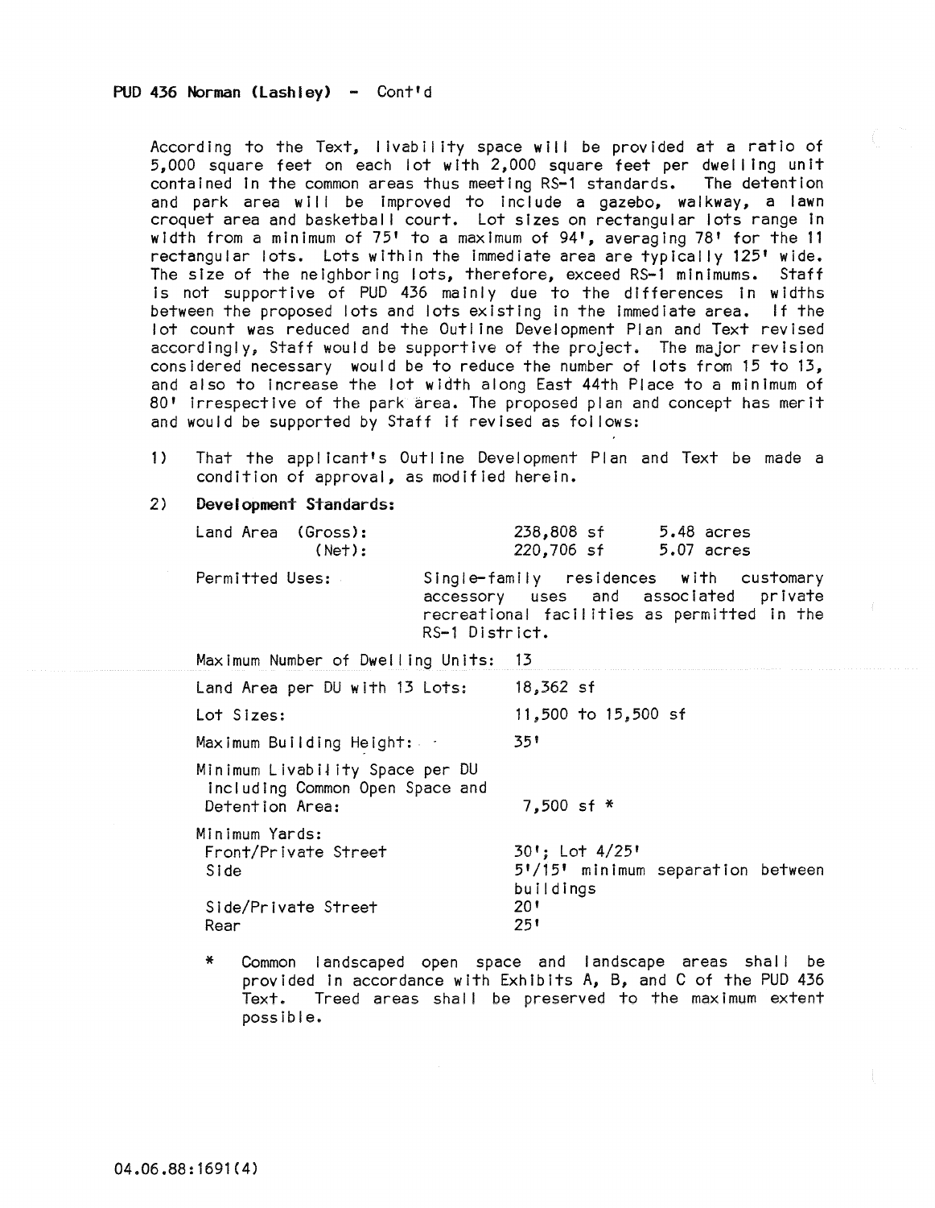PUD 436 Norman (Lashley) - Cont'd

According to the Text, livability space will be provided at a ratio of 5,000 square feet on each lot with 2,000 square feet per dwelling unit contained in the common areas thus meeting RS-1 standards. The detention and park area will be improved to include a gazebo, walkway, a lawn croquet area and basketball court. Lot sizes on rectangular lots range in width from a minimum of 75' to a maximum of 94', averaging 78' for the 11 rectangular lots. Lots within the immediate area are typically 125' wide. The size of the neighboring lots, therefore, exceed RS-1 minimums. Staff is not supportive of PUD 436 mainly due to the differences in widths between the proposed lots and lots existing in the immediate area. If the lot count was reduced and the Outline Development Plan and Text revised accordingly, Staff would be supportive of the project. The major revision considered necessary would be to reduce the number of lots from 15 to 13, and also to increase the lot width along East 44th Place to a minimum of 80' irrespective of the park area. The proposed plan and concept has merit and would be supported by Staff if revised as follows:

1) That the applicant's Outline Development Plan and Text be made a condition of approval, as modified herein.

2) **Development Standards:**

| | | |
|---|---|---|
| Land Area (Gross): | 238,808 sf | 5.48 acres |
| (Net): | 220,706 sf | 5.07 acres |

Permitted Uses: Single-family residences with customary accessory uses and associated private recreational facilities as permitted in the RS-1 District.

| | |
|---|---|
| Maximum Number of Dwelling Units: | 13 |
| Land Area per DU with 13 Lots: | 18,362 sf |
| Lot Sizes: | 11,500 to 15,500 sf |
| Maximum Building Height: | 35' |
| Minimum Livability Space per DU including Common Open Space and Detention Area: | 7,500 sf * |
| Minimum Yards: | |
| Front/Private Street | 30'; Lot 4/25' |
| Side | 5'/15' minimum separation between buildings |
| Side/Private Street | 20' |
| Rear | 25' |

\* Common landscaped open space and landscape areas shall be provided in accordance with Exhibits A, B, and C of the PUD 436 Text. Treed areas shall be preserved to the maximum extent possible.

04.06.88:1691(4)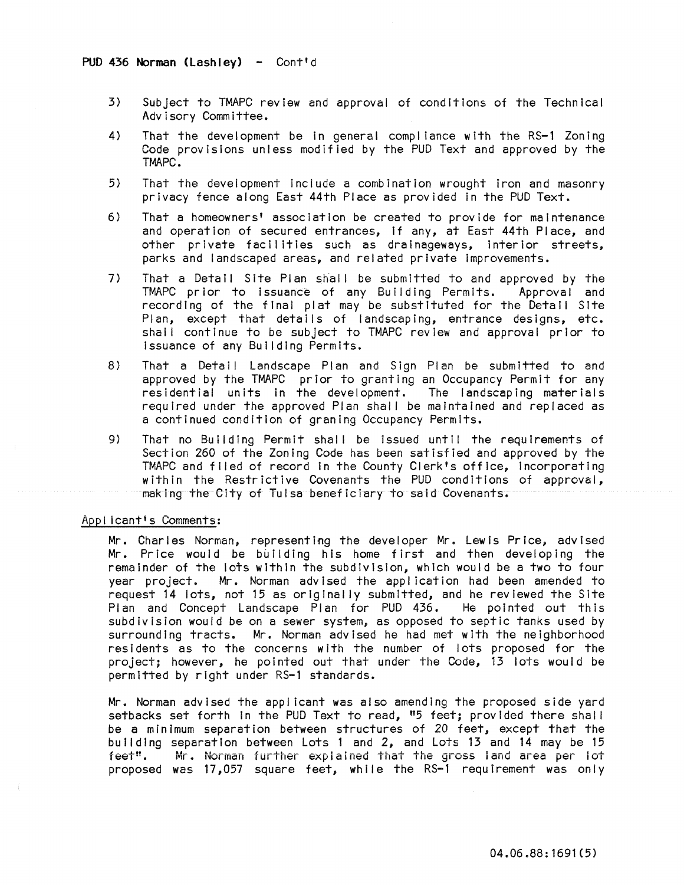PUD 436 Norman (Lashley) - Cont'd

3) Subject to TMAPC review and approval of conditions of the Technical Advisory Committee.

4) That the development be in general compliance with the RS-1 Zoning Code provisions unless modified by the PUD Text and approved by the TMAPC.

5) That the development include a combination wrought iron and masonry privacy fence along East 44th Place as provided in the PUD Text.

6) That a homeowners' association be created to provide for maintenance and operation of secured entrances, if any, at East 44th Place, and other private facilities such as drainageways, interior streets, parks and landscaped areas, and related private improvements.

7) That a Detail Site Plan shall be submitted to and approved by the TMAPC prior to issuance of any Building Permits. Approval and recording of the final plat may be substituted for the Detail Site Plan, except that details of landscaping, entrance designs, etc. shall continue to be subject to TMAPC review and approval prior to issuance of any Building Permits.

8) That a Detail Landscape Plan and Sign Plan be submitted to and approved by the TMAPC prior to granting an Occupancy Permit for any residential units in the development. The landscaping materials required under the approved Plan shall be maintained and replaced as a continued condition of graning Occupancy Permits.

9) That no Building Permit shall be issued until the requirements of Section 260 of the Zoning Code has been satisfied and approved by the TMAPC and filed of record in the County Clerk's office, incorporating within the Restrictive Covenants the PUD conditions of approval, making the City of Tulsa beneficiary to said Covenants.

Applicant's Comments:

Mr. Charles Norman, representing the developer Mr. Lewis Price, advised Mr. Price would be building his home first and then developing the remainder of the lots within the subdivision, which would be a two to four year project. Mr. Norman advised the application had been amended to request 14 lots, not 15 as originally submitted, and he reviewed the Site Plan and Concept Landscape Plan for PUD 436. He pointed out this subdivision would be on a sewer system, as opposed to septic tanks used by surrounding tracts. Mr. Norman advised he had met with the neighborhood residents as to the concerns with the number of lots proposed for the project; however, he pointed out that under the Code, 13 lots would be permitted by right under RS-1 standards.

Mr. Norman advised the applicant was also amending the proposed side yard setbacks set forth in the PUD Text to read, "5 feet; provided there shall be a minimum separation between structures of 20 feet, except that the building separation between Lots 1 and 2, and Lots 13 and 14 may be 15 feet". Mr. Norman further explained that the gross land area per lot proposed was 17,057 square feet, while the RS-1 requirement was only

04.06.88:1691(5)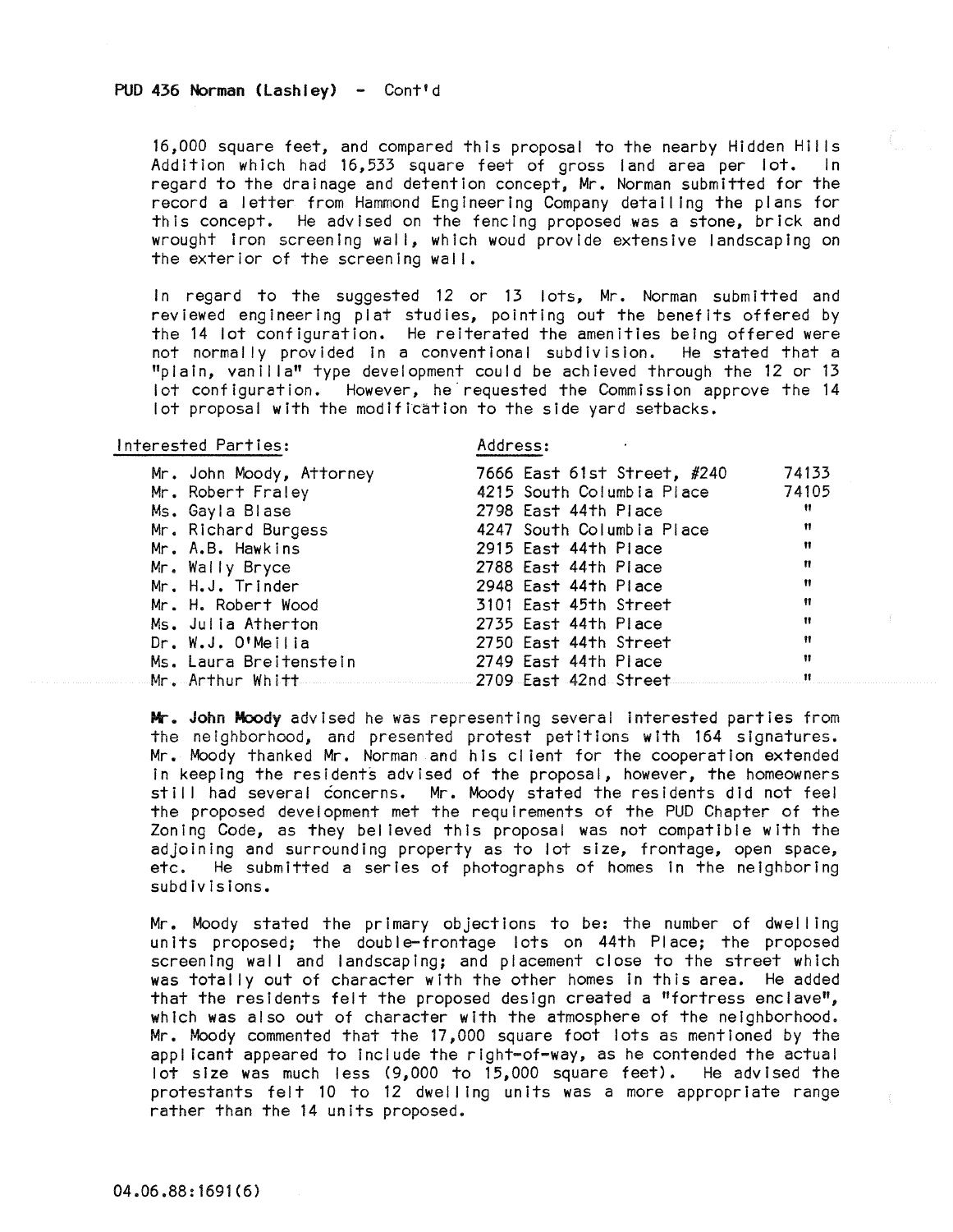**PUD 436 Norman (Lashley) - Cont'd**

16,000 square feet, and compared this proposal to the nearby Hidden Hills Addition which had 16,533 square feet of gross land area per lot. In regard to the drainage and detention concept, Mr. Norman submitted for the record a letter from Hammond Engineering Company detailing the plans for this concept. He advised on the fencing proposed was a stone, brick and wrought iron screening wall, which woud provide extensive landscaping on the exterior of the screening wall.

In regard to the suggested 12 or 13 lots, Mr. Norman submitted and reviewed engineering plat studies, pointing out the benefits offered by the 14 lot configuration. He reiterated the amenities being offered were not normally provided in a conventional subdivision. He stated that a "plain, vanilla" type development could be achieved through the 12 or 13 lot configuration. However, he requested the Commission approve the 14 lot proposal with the modification to the side yard setbacks.

| Interested Parties: | Address: | |
|---|---|---|
| Mr. John Moody, Attorney | 7666 East 61st Street, #240 | 74133 |
| Mr. Robert Fraley | 4215 South Columbia Place | 74105 |
| Ms. Gayla Blase | 2798 East 44th Place | " |
| Mr. Richard Burgess | 4247 South Columbia Place | " |
| Mr. A.B. Hawkins | 2915 East 44th Place | " |
| Mr. Wally Bryce | 2788 East 44th Place | " |
| Mr. H.J. Trinder | 2948 East 44th Place | " |
| Mr. H. Robert Wood | 3101 East 45th Street | " |
| Ms. Julia Atherton | 2735 East 44th Place | " |
| Dr. W.J. O'Meilia | 2750 East 44th Street | " |
| Ms. Laura Breitenstein | 2749 East 44th Place | " |
| Mr. Arthur Whitt | 2709 East 42nd Street | " |

**Mr. John Moody** advised he was representing several interested parties from the neighborhood, and presented protest petitions with 164 signatures. Mr. Moody thanked Mr. Norman and his client for the cooperation extended in keeping the residents advised of the proposal, however, the homeowners still had several concerns. Mr. Moody stated the residents did not feel the proposed development met the requirements of the PUD Chapter of the Zoning Code, as they believed this proposal was not compatible with the adjoining and surrounding property as to lot size, frontage, open space, etc. He submitted a series of photographs of homes in the neighboring subdivisions.

Mr. Moody stated the primary objections to be: the number of dwelling units proposed; the double-frontage lots on 44th Place; the proposed screening wall and landscaping; and placement close to the street which was totally out of character with the other homes in this area. He added that the residents felt the proposed design created a "fortress enclave", which was also out of character with the atmosphere of the neighborhood. Mr. Moody commented that the 17,000 square foot lots as mentioned by the applicant appeared to include the right-of-way, as he contended the actual lot size was much less (9,000 to 15,000 square feet). He advised the protestants felt 10 to 12 dwelling units was a more appropriate range rather than the 14 units proposed.

04.06.88:1691(6)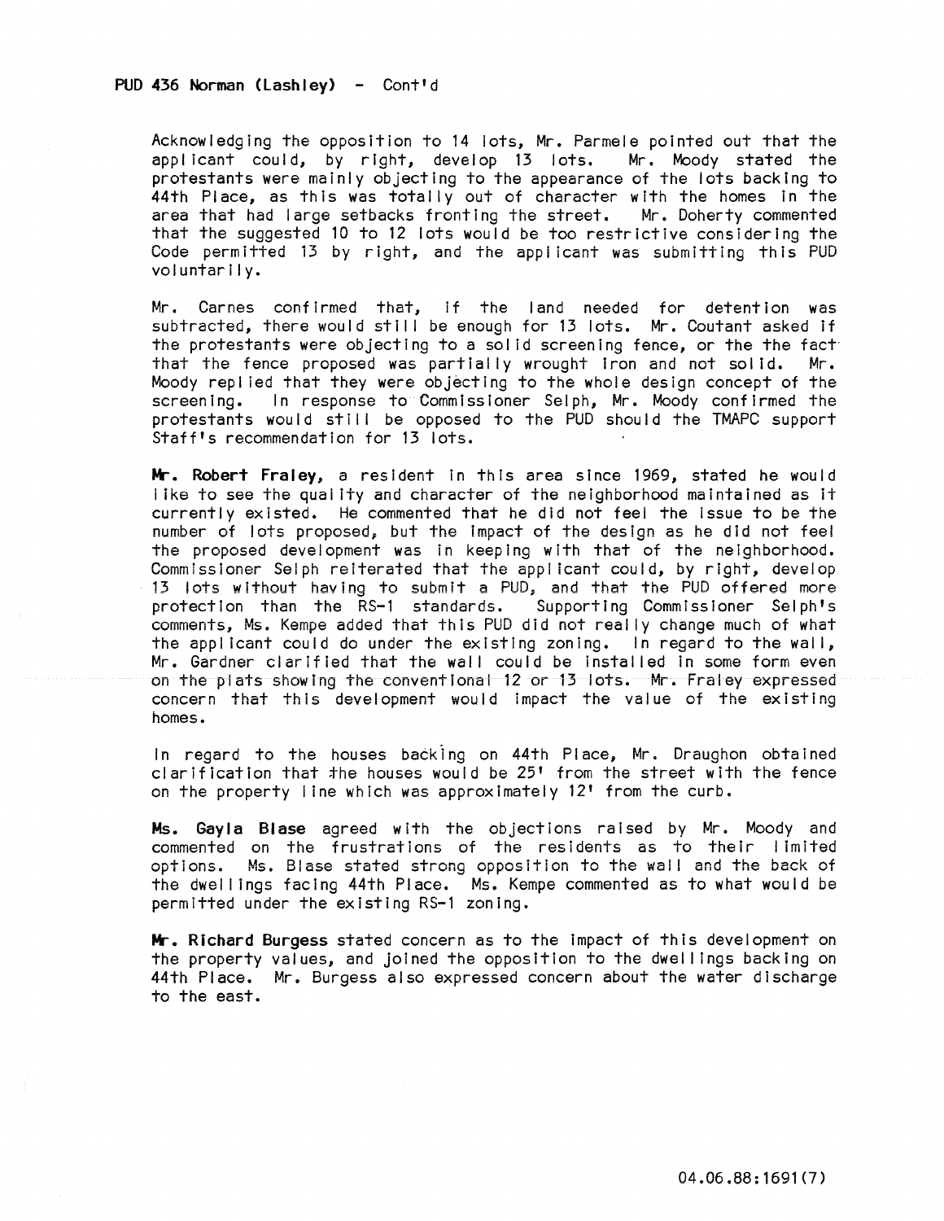**PUD 436 Norman (Lashley) - Cont'd**

Acknowledging the opposition to 14 lots, Mr. Parmele pointed out that the applicant could, by right, develop 13 lots. Mr. Moody stated the protestants were mainly objecting to the appearance of the lots backing to 44th Place, as this was totally out of character with the homes in the area that had large setbacks fronting the street. Mr. Doherty commented that the suggested 10 to 12 lots would be too restrictive considering the Code permitted 13 by right, and the applicant was submitting this PUD voluntarily.

Mr. Carnes confirmed that, if the land needed for detention was subtracted, there would still be enough for 13 lots. Mr. Coutant asked if the protestants were objecting to a solid screening fence, or the the fact that the fence proposed was partially wrought iron and not solid. Mr. Moody replied that they were objecting to the whole design concept of the screening. In response to Commissioner Selph, Mr. Moody confirmed the protestants would still be opposed to the PUD should the TMAPC support Staff's recommendation for 13 lots.

**Mr. Robert Fraley**, a resident in this area since 1969, stated he would like to see the quality and character of the neighborhood maintained as it currently existed. He commented that he did not feel the issue to be the number of lots proposed, but the impact of the design as he did not feel the proposed development was in keeping with that of the neighborhood. Commissioner Selph reiterated that the applicant could, by right, develop 13 lots without having to submit a PUD, and that the PUD offered more protection than the RS-1 standards. Supporting Commissioner Selph's comments, Ms. Kempe added that this PUD did not really change much of what the applicant could do under the existing zoning. In regard to the wall, Mr. Gardner clarified that the wall could be installed in some form even on the plats showing the conventional 12 or 13 lots. Mr. Fraley expressed concern that this development would impact the value of the existing homes.

In regard to the houses backing on 44th Place, Mr. Draughon obtained clarification that the houses would be 25' from the street with the fence on the property line which was approximately 12' from the curb.

**Ms. Gayla Blase** agreed with the objections raised by Mr. Moody and commented on the frustrations of the residents as to their limited options. Ms. Blase stated strong opposition to the wall and the back of the dwellings facing 44th Place. Ms. Kempe commented as to what would be permitted under the existing RS-1 zoning.

**Mr. Richard Burgess** stated concern as to the impact of this development on the property values, and joined the opposition to the dwellings backing on 44th Place. Mr. Burgess also expressed concern about the water discharge to the east.

04.06.88:1691(7)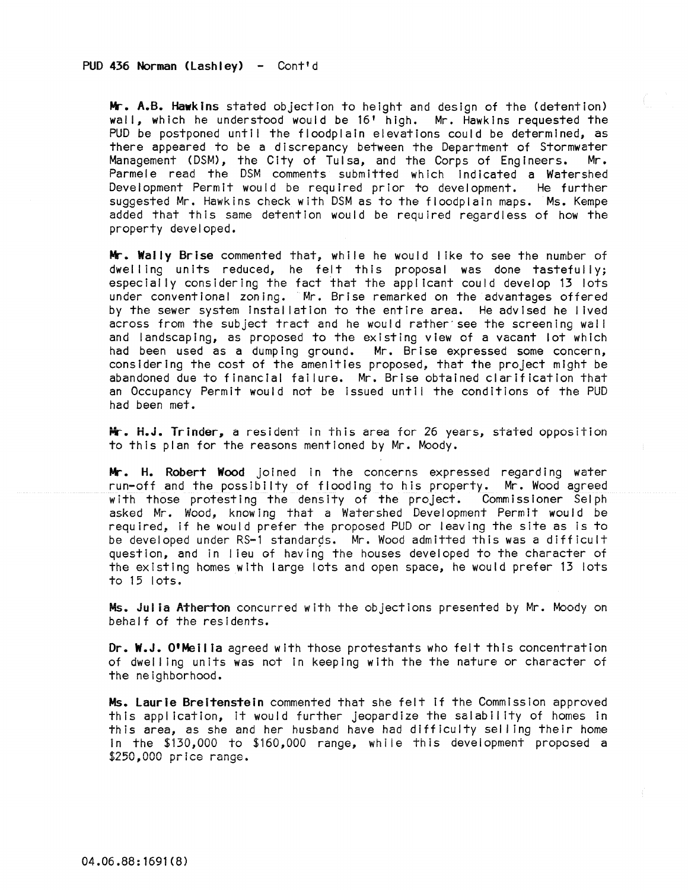PUD 436 Norman (Lashley) - Cont'd

**Mr. A.B. Hawkins** stated objection to height and design of the (detention) wall, which he understood would be 16' high. Mr. Hawkins requested the PUD be postponed until the floodplain elevations could be determined, as there appeared to be a discrepancy between the Department of Stormwater Management (DSM), the City of Tulsa, and the Corps of Engineers. Mr. Parmele read the DSM comments submitted which indicated a Watershed Development Permit would be required prior to development. He further suggested Mr. Hawkins check with DSM as to the floodplain maps. Ms. Kempe added that this same detention would be required regardless of how the property developed.

**Mr. Wally Brise** commented that, while he would like to see the number of dwelling units reduced, he felt this proposal was done tastefully; especially considering the fact that the applicant could develop 13 lots under conventional zoning. Mr. Brise remarked on the advantages offered by the sewer system installation to the entire area. He advised he lived across from the subject tract and he would rather see the screening wall and landscaping, as proposed to the existing view of a vacant lot which had been used as a dumping ground. Mr. Brise expressed some concern, considering the cost of the amenities proposed, that the project might be abandoned due to financial failure. Mr. Brise obtained clarification that an Occupancy Permit would not be issued until the conditions of the PUD had been met.

**Mr. H.J. Trinder,** a resident in this area for 26 years, stated opposition to this plan for the reasons mentioned by Mr. Moody.

**Mr. H. Robert Wood** joined in the concerns expressed regarding water run-off and the possibility of flooding to his property. Mr. Wood agreed with those protesting the density of the project. Commissioner Selph asked Mr. Wood, knowing that a Watershed Development Permit would be required, if he would prefer the proposed PUD or leaving the site as is to be developed under RS-1 standards. Mr. Wood admitted this was a difficult question, and in lieu of having the houses developed to the character of the existing homes with large lots and open space, he would prefer 13 lots to 15 lots.

**Ms. Julia Atherton** concurred with the objections presented by Mr. Moody on behalf of the residents.

**Dr. W.J. O'Meilia** agreed with those protestants who felt this concentration of dwelling units was not in keeping with the the nature or character of the neighborhood.

**Ms. Laurie Breitenstein** commented that she felt if the Commission approved this application, it would further jeopardize the salability of homes in this area, as she and her husband have had difficulty selling their home in the $130,000 to $160,000 range, while this development proposed a $250,000 price range.

04.06.88:1691(8)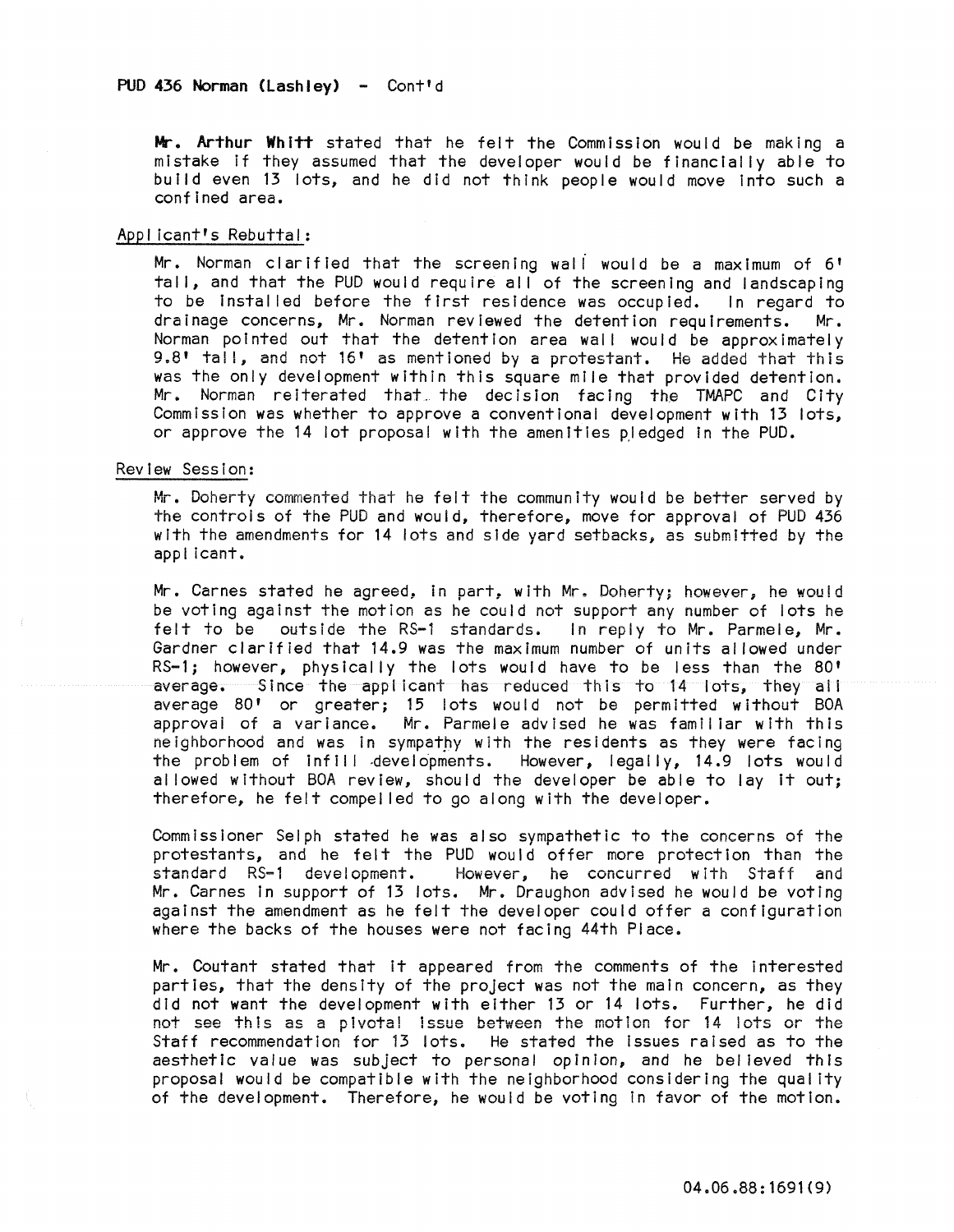PUD 436 Norman (Lashley) - Cont'd

**Mr. Arthur Whitt** stated that he felt the Commission would be making a mistake if they assumed that the developer would be financially able to build even 13 lots, and he did not think people would move into such a confined area.

Applicant's Rebuttal:

Mr. Norman clarified that the screening wall would be a maximum of 6' tall, and that the PUD would require all of the screening and landscaping to be installed before the first residence was occupied. In regard to drainage concerns, Mr. Norman reviewed the detention requirements. Mr. Norman pointed out that the detention area wall would be approximately 9.8' tall, and not 16' as mentioned by a protestant. He added that this was the only development within this square mile that provided detention. Mr. Norman reiterated that the decision facing the TMAPC and City Commission was whether to approve a conventional development with 13 lots, or approve the 14 lot proposal with the amenities pledged in the PUD.

Review Session:

Mr. Doherty commented that he felt the community would be better served by the controls of the PUD and would, therefore, move for approval of PUD 436 with the amendments for 14 lots and side yard setbacks, as submitted by the applicant.

Mr. Carnes stated he agreed, in part, with Mr. Doherty; however, he would be voting against the motion as he could not support any number of lots he felt to be outside the RS-1 standards. In reply to Mr. Parmele, Mr. Gardner clarified that 14.9 was the maximum number of units allowed under RS-1; however, physically the lots would have to be less than the 80' average. Since the applicant has reduced this to 14 lots, they all average 80' or greater; 15 lots would not be permitted without BOA approval of a variance. Mr. Parmele advised he was familiar with this neighborhood and was in sympathy with the residents as they were facing the problem of infill developments. However, legally, 14.9 lots would allowed without BOA review, should the developer be able to lay it out; therefore, he felt compelled to go along with the developer.

Commissioner Selph stated he was also sympathetic to the concerns of the protestants, and he felt the PUD would offer more protection than the standard RS-1 development. However, he concurred with Staff and Mr. Carnes in support of 13 lots. Mr. Draughon advised he would be voting against the amendment as he felt the developer could offer a configuration where the backs of the houses were not facing 44th Place.

Mr. Coutant stated that it appeared from the comments of the interested parties, that the density of the project was not the main concern, as they did not want the development with either 13 or 14 lots. Further, he did not see this as a pivotal issue between the motion for 14 lots or the Staff recommendation for 13 lots. He stated the issues raised as to the aesthetic value was subject to personal opinion, and he believed this proposal would be compatible with the neighborhood considering the quality of the development. Therefore, he would be voting in favor of the motion.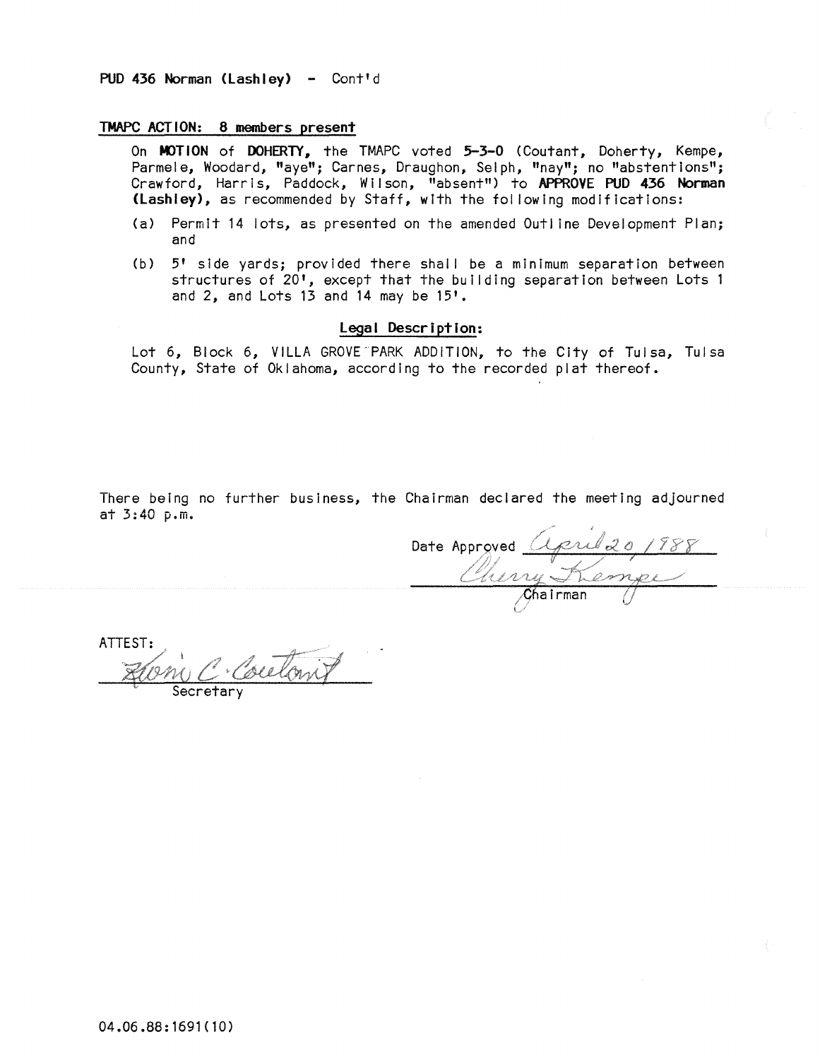PUD 436 Norman (Lashley) - Cont'd

**TMAPC ACTION: 8 members present**

On **MOTION** of **DOHERTY**, the TMAPC voted **5-3-0** (Coutant, Doherty, Kempe, Parmele, Woodard, "aye"; Carnes, Draughon, Selph, "nay"; no "abstentions"; Crawford, Harris, Paddock, Wilson, "absent") to **APPROVE PUD 436 Norman (Lashley)**, as recommended by Staff, with the following modifications:

(a) Permit 14 lots, as presented on the amended Outline Development Plan; and

(b) 5' side yards; provided there shall be a minimum separation between structures of 20', except that the building separation between Lots 1 and 2, and Lots 13 and 14 may be 15'.

**Legal Description:**

Lot 6, Block 6, VILLA GROVE PARK ADDITION, to the City of Tulsa, Tulsa County, State of Oklahoma, according to the recorded plat thereof.

There being no further business, the Chairman declared the meeting adjourned at 3:40 p.m.

Date Approved April 20, 1988

Cherry Kempe
Chairman

ATTEST:

Roni C. Coutant
Secretary

04.06.88:1691(10)